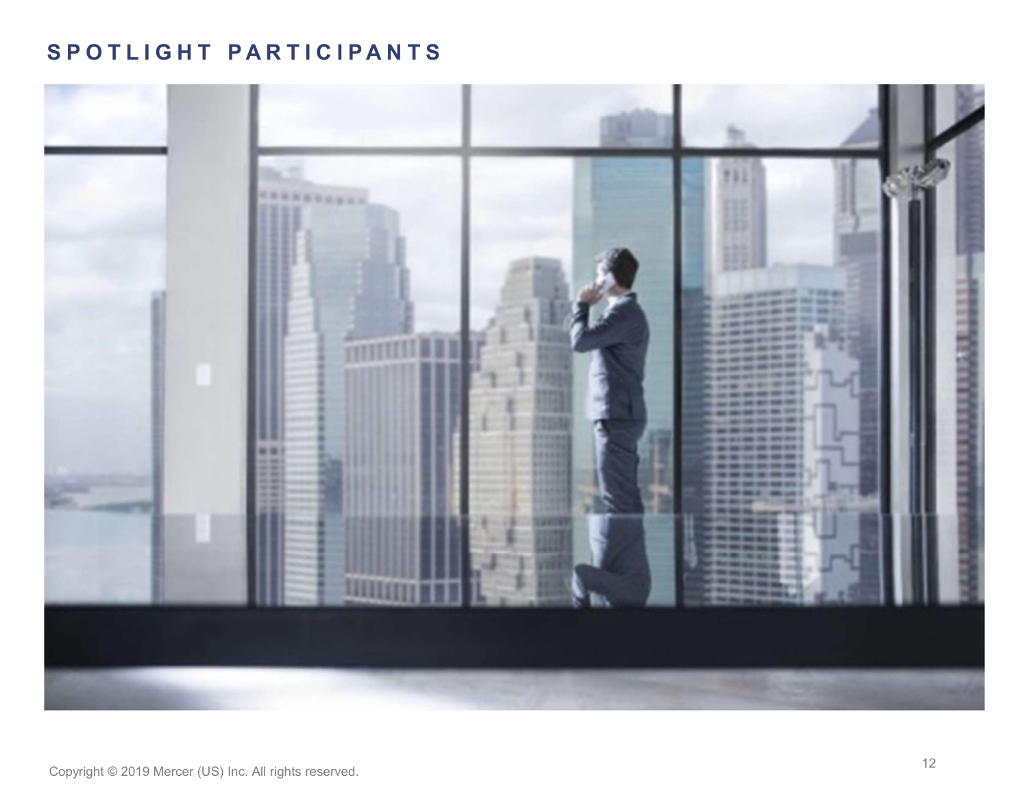# SPOTLIGHT PARTICIPANTS

Copyright © 2019 Mercer (US) Inc. All rights reserved.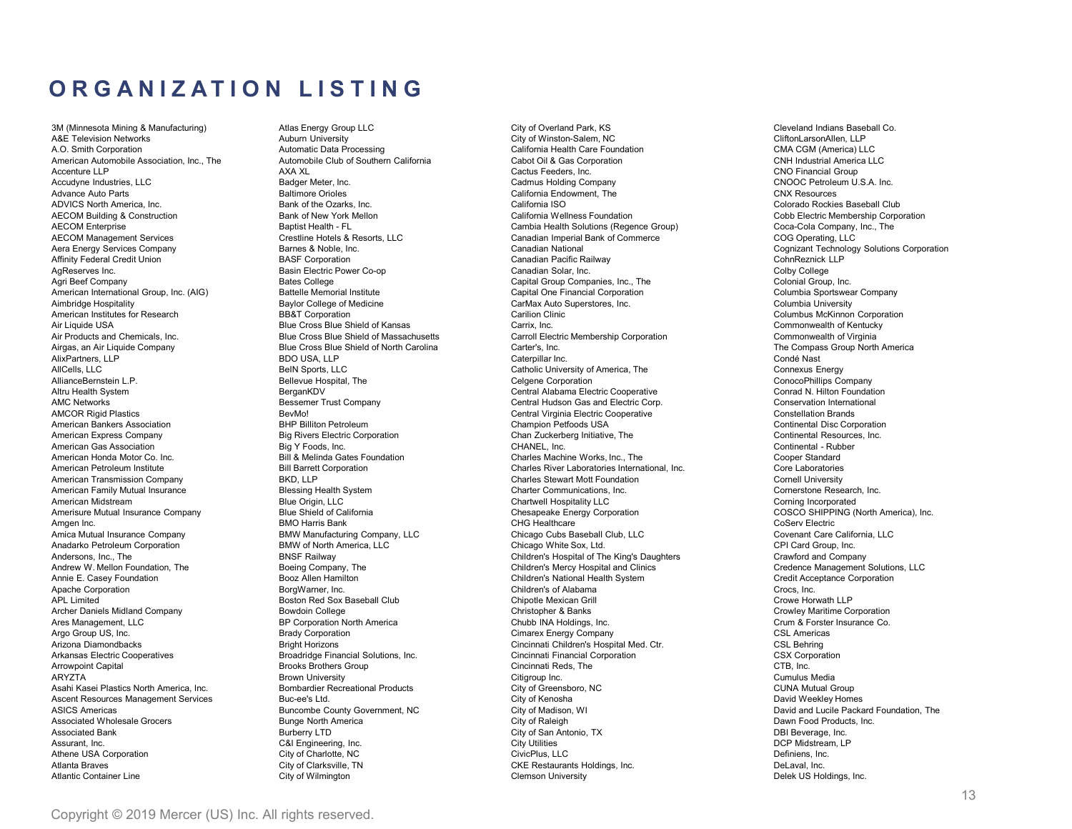# ORGANIZATION LISTING

3M (Minnesota Mining & Manufacturing)
A&E Television Networks
A.O. Smith Corporation
American Automobile Association, Inc., The
Accenture LLP
Accudyne Industries, LLC
Advance Auto Parts
ADVICS North America, Inc.
AECOM Building & Construction
AECOM Enterprise
AECOM Management Services
Aera Energy Services Company
Affinity Federal Credit Union
AgReserves Inc.
Agri Beef Company
American International Group, Inc. (AIG)
Aimbridge Hospitality
American Institutes for Research
Air Liquide USA
Air Products and Chemicals, Inc.
Airgas, an Air Liquide Company
AlixPartners, LLP
AllCells, LLC
AllianceBernstein L.P.
Altru Health System
AMC Networks
AMCOR Rigid Plastics
American Bankers Association
American Express Company
American Gas Association
American Honda Motor Co. Inc.
American Petroleum Institute
American Transmission Company
American Family Mutual Insurance
American Midstream
Amerisure Mutual Insurance Company
Amgen Inc.
Amica Mutual Insurance Company
Anadarko Petroleum Corporation
Andersons, Inc., The
Andrew W. Mellon Foundation, The
Annie E. Casey Foundation
Apache Corporation
APL Limited
Archer Daniels Midland Company
Ares Management, LLC
Argo Group US, Inc.
Arizona Diamondbacks
Arkansas Electric Cooperatives
Arrowpoint Capital
ARYZTA
Asahi Kasei Plastics North America, Inc.
Ascent Resources Management Services
ASICS Americas
Associated Wholesale Grocers
Associated Bank
Assurant, Inc.
Athene USA Corporation
Atlanta Braves
Atlantic Container Line

Atlas Energy Group LLC
Auburn University
Automatic Data Processing
Automobile Club of Southern California
AXA XL
Badger Meter, Inc.
Baltimore Orioles
Bank of the Ozarks, Inc.
Bank of New York Mellon
Baptist Health - FL
Crestline Hotels & Resorts, LLC
Barnes & Noble, Inc.
BASF Corporation
Basin Electric Power Co-op
Bates College
Battelle Memorial Institute
Baylor College of Medicine
BB&T Corporation
Blue Cross Blue Shield of Kansas
Blue Cross Blue Shield of Massachusetts
Blue Cross Blue Shield of North Carolina
BDO USA, LLP
BeIN Sports, LLC
Bellevue Hospital, The
BerganKDV
Bessemer Trust Company
BevMo!
BHP Billiton Petroleum
Big Rivers Electric Corporation
Big Y Foods, Inc.
Bill & Melinda Gates Foundation
Bill Barrett Corporation
BKD, LLP
Blessing Health System
Blue Origin, LLC
Blue Shield of California
BMO Harris Bank
BMW Manufacturing Company, LLC
BMW of North America, LLC
BNSF Railway
Boeing Company, The
Booz Allen Hamilton
BorgWarner, Inc.
Boston Red Sox Baseball Club
Bowdoin College
BP Corporation North America
Brady Corporation
Bright Horizons
Broadridge Financial Solutions, Inc.
Brooks Brothers Group
Brown University
Bombardier Recreational Products
Buc-ee's Ltd.
Buncombe County Government, NC
Bunge North America
Burberry LTD
C&I Engineering, Inc.
City of Charlotte, NC
City of Clarksville, TN
City of Wilmington

City of Overland Park, KS
City of Winston-Salem, NC
California Health Care Foundation
Cabot Oil & Gas Corporation
Cactus Feeders, Inc.
Cadmus Holding Company
California Endowment, The
California ISO
California Wellness Foundation
Cambia Health Solutions (Regence Group)
Canadian Imperial Bank of Commerce
Canadian National
Canadian Pacific Railway
Canadian Solar, Inc.
Capital Group Companies, Inc., The
Capital One Financial Corporation
CarMax Auto Superstores, Inc.
Carilion Clinic
Carrix, Inc.
Carroll Electric Membership Corporation
Carter's, Inc.
Caterpillar Inc.
Catholic University of America, The
Celgene Corporation
Central Alabama Electric Cooperative
Central Hudson Gas and Electric Corp.
Central Virginia Electric Cooperative
Champion Petfoods USA
Chan Zuckerberg Initiative, The
CHANEL, Inc.
Charles Machine Works, Inc., The
Charles River Laboratories International, Inc.
Charles Stewart Mott Foundation
Charter Communications, Inc.
Chartwell Hospitality LLC
Chesapeake Energy Corporation
CHG Healthcare
Chicago Cubs Baseball Club, LLC
Chicago White Sox, Ltd.
Children's Hospital of The King's Daughters
Children's Mercy Hospital and Clinics
Children's National Health System
Children's of Alabama
Chipotle Mexican Grill
Christopher & Banks
Chubb INA Holdings, Inc.
Cimarex Energy Company
Cincinnati Children's Hospital Med. Ctr.
Cincinnati Financial Corporation
Cincinnati Reds, The
Citigroup Inc.
City of Greensboro, NC
City of Kenosha
City of Madison, WI
City of Raleigh
City of San Antonio, TX
City Utilities
CivicPlus, LLC
CKE Restaurants Holdings, Inc.
Clemson University

Cleveland Indians Baseball Co.
CliftonLarsonAllen, LLP
CMA CGM (America) LLC
CNH Industrial America LLC
CNO Financial Group
CNOOC Petroleum U.S.A. Inc.
CNX Resources
Colorado Rockies Baseball Club
Cobb Electric Membership Corporation
Coca-Cola Company, Inc., The
COG Operating, LLC
Cognizant Technology Solutions Corporation
CohnReznick LLP
Colby College
Colonial Group, Inc.
Columbia Sportswear Company
Columbia University
Columbus McKinnon Corporation
Commonwealth of Kentucky
Commonwealth of Virginia
The Compass Group North America
Condé Nast
Connexus Energy
ConocoPhillips Company
Conrad N. Hilton Foundation
Conservation International
Constellation Brands
Continental Disc Corporation
Continental Resources, Inc.
Continental - Rubber
Cooper Standard
Core Laboratories
Cornell University
Cornerstone Research, Inc.
Corning Incorporated
COSCO SHIPPING (North America), Inc.
CoServ Electric
Covenant Care California, LLC
CPI Card Group, Inc.
Crawford and Company
Credence Management Solutions, LLC
Credit Acceptance Corporation
Crocs, Inc.
Crowe Horwath LLP
Crowley Maritime Corporation
Crum & Forster Insurance Co.
CSL Americas
CSL Behring
CSX Corporation
CTB, Inc.
Cumulus Media
CUNA Mutual Group
David Weekley Homes
David and Lucile Packard Foundation, The
Dawn Food Products, Inc.
DBI Beverage, Inc.
DCP Midstream, LP
Definiens, Inc.
DeLaval, Inc.
Delek US Holdings, Inc.

Copyright © 2019 Mercer (US) Inc. All rights reserved.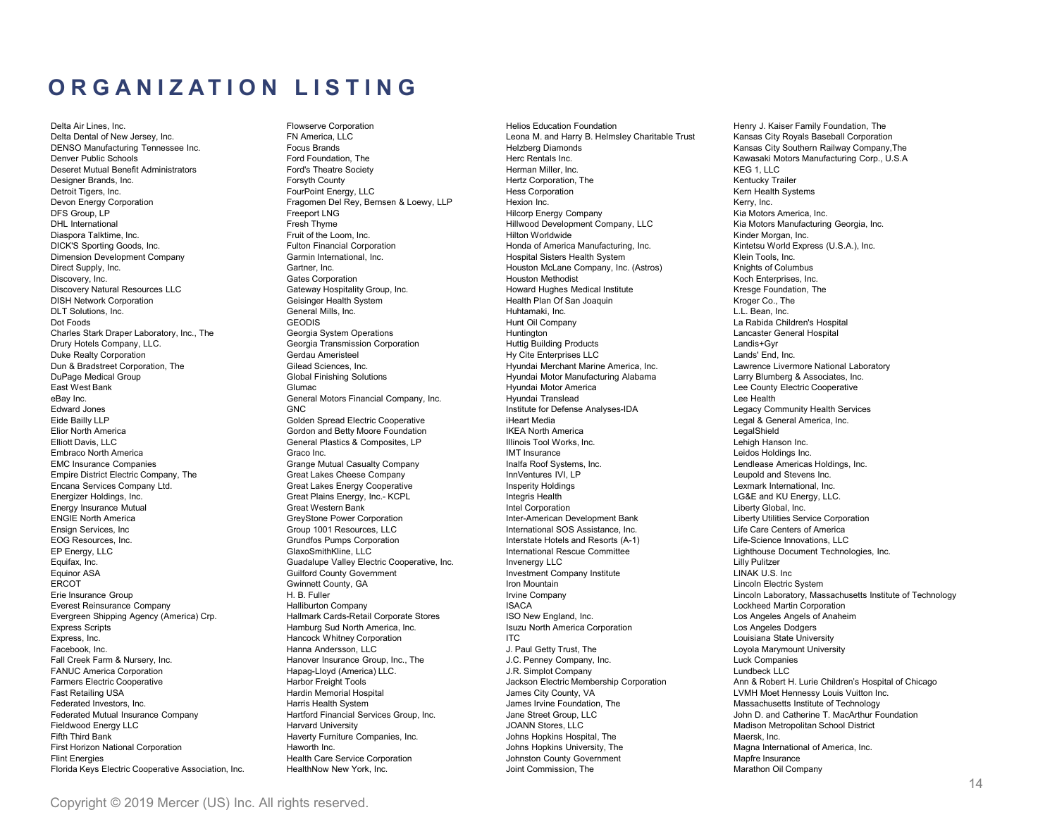# ORGANIZATION LISTING

Delta Air Lines, Inc.
Delta Dental of New Jersey, Inc.
DENSO Manufacturing Tennessee Inc.
Denver Public Schools
Deseret Mutual Benefit Administrators
Designer Brands, Inc.
Detroit Tigers, Inc.
Devon Energy Corporation
DFS Group, LP
DHL International
Diaspora Talktime, Inc.
DICK'S Sporting Goods, Inc.
Dimension Development Company
Direct Supply, Inc.
Discovery, Inc.
Discovery Natural Resources LLC
DISH Network Corporation
DLT Solutions, Inc.
Dot Foods
Charles Stark Draper Laboratory, Inc., The
Drury Hotels Company, LLC.
Duke Realty Corporation
Dun & Bradstreet Corporation, The
DuPage Medical Group
East West Bank
eBay Inc.
Edward Jones
Eide Bailly LLP
Elior North America
Elliott Davis, LLC
Embraco North America
EMC Insurance Companies
Empire District Electric Company, The
Encana Services Company Ltd.
Energizer Holdings, Inc.
Energy Insurance Mutual
ENGIE North America
Ensign Services, Inc
EOG Resources, Inc.
EP Energy, LLC
Equifax, Inc.
Equinor ASA
ERCOT
Erie Insurance Group
Everest Reinsurance Company
Evergreen Shipping Agency (America) Crp.
Express Scripts
Express, Inc.
Facebook, Inc.
Fall Creek Farm & Nursery, Inc.
FANUC America Corporation
Farmers Electric Cooperative
Fast Retailing USA
Federated Investors, Inc.
Federated Mutual Insurance Company
Fieldwood Energy LLC
Fifth Third Bank
First Horizon National Corporation
Flint Energies
Florida Keys Electric Cooperative Association, Inc.

Flowserve Corporation
FN America, LLC
Focus Brands
Ford Foundation, The
Ford's Theatre Society
Forsyth County
FourPoint Energy, LLC
Fragomen Del Rey, Bernsen & Loewy, LLP
Freeport LNG
Fresh Thyme
Fruit of the Loom, Inc.
Fulton Financial Corporation
Garmin International, Inc.
Gartner, Inc.
Gates Corporation
Gateway Hospitality Group, Inc.
Geisinger Health System
General Mills, Inc.
GEODIS
Georgia System Operations
Georgia Transmission Corporation
Gerdau Ameristeel
Gilead Sciences, Inc.
Global Finishing Solutions
Glumac
General Motors Financial Company, Inc.
GNC
Golden Spread Electric Cooperative
Gordon and Betty Moore Foundation
General Plastics & Composites, LP
Graco Inc.
Grange Mutual Casualty Company
Great Lakes Cheese Company
Great Lakes Energy Cooperative
Great Plains Energy, Inc.- KCPL
Great Western Bank
GreyStone Power Corporation
Group 1001 Resources, LLC
Grundfos Pumps Corporation
GlaxoSmithKline, LLC
Guadalupe Valley Electric Cooperative, Inc.
Guilford County Government
Gwinnett County, GA
H. B. Fuller
Halliburton Company
Hallmark Cards-Retail Corporate Stores
Hamburg Sud North America, Inc.
Hancock Whitney Corporation
Hanna Andersson, LLC
Hanover Insurance Group, Inc., The
Hapag-Lloyd (America) LLC.
Harbor Freight Tools
Hardin Memorial Hospital
Harris Health System
Hartford Financial Services Group, Inc.
Harvard University
Haverty Furniture Companies, Inc.
Haworth Inc.
Health Care Service Corporation
HealthNow New York, Inc.

Helios Education Foundation
Leona M. and Harry B. Helmsley Charitable Trust
Helzberg Diamonds
Herc Rentals Inc.
Herman Miller, Inc.
Hertz Corporation, The
Hess Corporation
Hexion Inc.
Hilcorp Energy Company
Hillwood Development Company, LLC
Hilton Worldwide
Honda of America Manufacturing, Inc.
Hospital Sisters Health System
Houston McLane Company, Inc. (Astros)
Houston Methodist
Howard Hughes Medical Institute
Health Plan Of San Joaquin
Huhtamaki, Inc.
Hunt Oil Company
Huntington
Huttig Building Products
Hy Cite Enterprises LLC
Hyundai Merchant Marine America, Inc.
Hyundai Motor Manufacturing Alabama
Hyundai Motor America
Hyundai Translead
Institute for Defense Analyses-IDA
iHeart Media
IKEA North America
Illinois Tool Works, Inc.
IMT Insurance
Inalfa Roof Systems, Inc.
InnVentures IVI, LP
Insperity Holdings
Integris Health
Intel Corporation
Inter-American Development Bank
International SOS Assistance, Inc.
Interstate Hotels and Resorts (A-1)
International Rescue Committee
Invenergy LLC
Investment Company Institute
Iron Mountain
Irvine Company
ISACA
ISO New England, Inc.
Isuzu North America Corporation
ITC
J. Paul Getty Trust, The
J.C. Penney Company, Inc.
J.R. Simplot Company
Jackson Electric Membership Corporation
James City County, VA
James Irvine Foundation, The
Jane Street Group, LLC
JOANN Stores, LLC
Johns Hopkins Hospital, The
Johns Hopkins University, The
Johnston County Government
Joint Commission, The

Henry J. Kaiser Family Foundation, The
Kansas City Royals Baseball Corporation
Kansas City Southern Railway Company,The
Kawasaki Motors Manufacturing Corp., U.S.A
KEG 1, LLC
Kentucky Trailer
Kern Health Systems
Kerry, Inc.
Kia Motors America, Inc.
Kia Motors Manufacturing Georgia, Inc.
Kinder Morgan, Inc.
Kintetsu World Express (U.S.A.), Inc.
Klein Tools, Inc.
Knights of Columbus
Koch Enterprises, Inc.
Kresge Foundation, The
Kroger Co., The
L.L. Bean, Inc.
La Rabida Children's Hospital
Lancaster General Hospital
Landis+Gyr
Lands' End, Inc.
Lawrence Livermore National Laboratory
Larry Blumberg & Associates, Inc.
Lee County Electric Cooperative
Lee Health
Legacy Community Health Services
Legal & General America, Inc.
LegalShield
Lehigh Hanson Inc.
Leidos Holdings Inc.
Lendlease Americas Holdings, Inc.
Leupold and Stevens Inc.
Lexmark International, Inc.
LG&E and KU Energy, LLC.
Liberty Global, Inc.
Liberty Utilities Service Corporation
Life Care Centers of America
Life-Science Innovations, LLC
Lighthouse Document Technologies, Inc.
Lilly Pulitzer
LINAK U.S. Inc
Lincoln Electric System
Lincoln Laboratory, Massachusetts Institute of Technology
Lockheed Martin Corporation
Los Angeles Angels of Anaheim
Los Angeles Dodgers
Louisiana State University
Loyola Marymount University
Luck Companies
Lundbeck LLC
Ann & Robert H. Lurie Children's Hospital of Chicago
LVMH Moet Hennessy Louis Vuitton Inc.
Massachusetts Institute of Technology
John D. and Catherine T. MacArthur Foundation
Madison Metropolitan School District
Maersk, Inc.
Magna International of America, Inc.
Mapfre Insurance
Marathon Oil Company

Copyright © 2019 Mercer (US) Inc. All rights reserved.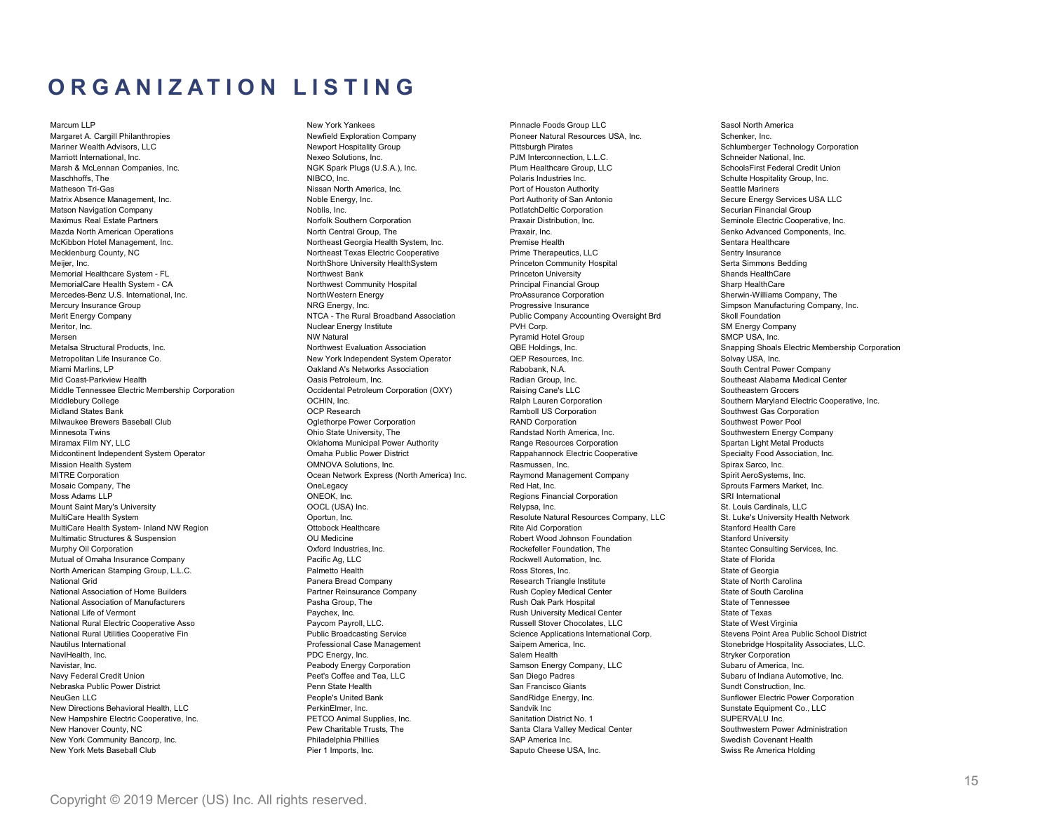# ORGANIZATION LISTING

Marcum LLP
Margaret A. Cargill Philanthropies
Mariner Wealth Advisors, LLC
Marriott International, Inc.
Marsh & McLennan Companies, Inc.
Maschhoffs, The
Matheson Tri-Gas
Matrix Absence Management, Inc.
Matson Navigation Company
Maximus Real Estate Partners
Mazda North American Operations
McKibbon Hotel Management, Inc.
Mecklenburg County, NC
Meijer, Inc.
Memorial Healthcare System - FL
MemorialCare Health System - CA
Mercedes-Benz U.S. International, Inc.
Mercury Insurance Group
Merit Energy Company
Meritor, Inc.
Mersen
Metalsa Structural Products, Inc.
Metropolitan Life Insurance Co.
Miami Marlins, LP
Mid Coast-Parkview Health
Middle Tennessee Electric Membership Corporation
Middlebury College
Midland States Bank
Milwaukee Brewers Baseball Club
Minnesota Twins
Miramax Film NY, LLC
Midcontinent Independent System Operator
Mission Health System
MITRE Corporation
Mosaic Company, The
Moss Adams LLP
Mount Saint Mary's University
MultiCare Health System
MultiCare Health System- Inland NW Region
Multimatic Structures & Suspension
Murphy Oil Corporation
Mutual of Omaha Insurance Company
North American Stamping Group, L.L.C.
National Grid
National Association of Home Builders
National Association of Manufacturers
National Life of Vermont
National Rural Electric Cooperative Asso
National Rural Utilities Cooperative Fin
Nautilus International
NaviHealth, Inc.
Navistar, Inc.
Navy Federal Credit Union
Nebraska Public Power District
NeuGen LLC
New Directions Behavioral Health, LLC
New Hampshire Electric Cooperative, Inc.
New Hanover County, NC
New York Community Bancorp, Inc.
New York Mets Baseball Club
New York Yankees
Newfield Exploration Company
Newport Hospitality Group
Nexeo Solutions, Inc.
NGK Spark Plugs (U.S.A.), Inc.
NIBCO, Inc.
Nissan North America, Inc.
Noble Energy, Inc.
Noblis, Inc.
Norfolk Southern Corporation
North Central Group, The
Northeast Georgia Health System, Inc.
Northeast Texas Electric Cooperative
NorthShore University HealthSystem
Northwest Bank
Northwest Community Hospital
NorthWestern Energy
NRG Energy, Inc.
NTCA - The Rural Broadband Association
Nuclear Energy Institute
NW Natural
Northwest Evaluation Association
New York Independent System Operator
Oakland A's Networks Association
Oasis Petroleum, Inc.
Occidental Petroleum Corporation (OXY)
OCHIN, Inc.
OCP Research
Oglethorpe Power Corporation
Ohio State University, The
Oklahoma Municipal Power Authority
Omaha Public Power District
OMNOVA Solutions, Inc.
Ocean Network Express (North America) Inc.
OneLegacy
ONEOK, Inc.
OOCL (USA) Inc.
Oportun, Inc.
Ottobock Healthcare
OU Medicine
Oxford Industries, Inc.
Pacific Ag, LLC
Palmetto Health
Panera Bread Company
Partner Reinsurance Company
Pasha Group, The
Paychex, Inc.
Paycom Payroll, LLC.
Public Broadcasting Service
Professional Case Management
PDC Energy, Inc.
Peabody Energy Corporation
Peet's Coffee and Tea, LLC
Penn State Health
People's United Bank
PerkinElmer, Inc.
PETCO Animal Supplies, Inc.
Pew Charitable Trusts, The
Philadelphia Phillies
Pier 1 Imports, Inc.
Pinnacle Foods Group LLC
Pioneer Natural Resources USA, Inc.
Pittsburgh Pirates
PJM Interconnection, L.L.C.
Plum Healthcare Group, LLC
Polaris Industries Inc.
Port of Houston Authority
Port Authority of San Antonio
PotlatchDeltic Corporation
Praxair Distribution, Inc.
Praxair, Inc.
Premise Health
Prime Therapeutics, LLC
Princeton Community Hospital
Princeton University
Principal Financial Group
ProAssurance Corporation
Progressive Insurance
Public Company Accounting Oversight Brd
PVH Corp.
Pyramid Hotel Group
QBE Holdings, Inc.
QEP Resources, Inc.
Rabobank, N.A.
Radian Group, Inc.
Raising Cane's LLC
Ralph Lauren Corporation
Ramboll US Corporation
RAND Corporation
Randstad North America, Inc.
Range Resources Corporation
Rappahannock Electric Cooperative
Rasmussen, Inc.
Raymond Management Company
Red Hat, Inc.
Regions Financial Corporation
Relypsa, Inc.
Resolute Natural Resources Company, LLC
Rite Aid Corporation
Robert Wood Johnson Foundation
Rockefeller Foundation, The
Rockwell Automation, Inc.
Ross Stores, Inc.
Research Triangle Institute
Rush Copley Medical Center
Rush Oak Park Hospital
Rush University Medical Center
Russell Stover Chocolates, LLC
Science Applications International Corp.
Saipem America, Inc.
Salem Health
Samson Energy Company, LLC
San Diego Padres
San Francisco Giants
SandRidge Energy, Inc.
Sandvik Inc
Sanitation District No. 1
Santa Clara Valley Medical Center
SAP America Inc.
Saputo Cheese USA, Inc.
Sasol North America
Schenker, Inc.
Schlumberger Technology Corporation
Schneider National, Inc.
SchoolsFirst Federal Credit Union
Schulte Hospitality Group, Inc.
Seattle Mariners
Secure Energy Services USA LLC
Securian Financial Group
Seminole Electric Cooperative, Inc.
Senko Advanced Components, Inc.
Sentara Healthcare
Sentry Insurance
Serta Simmons Bedding
Shands HealthCare
Sharp HealthCare
Sherwin-Williams Company, The
Simpson Manufacturing Company, Inc.
Skoll Foundation
SM Energy Company
SMCP USA, Inc.
Snapping Shoals Electric Membership Corporation
Solvay USA, Inc.
South Central Power Company
Southeast Alabama Medical Center
Southeastern Grocers
Southern Maryland Electric Cooperative, Inc.
Southwest Gas Corporation
Southwest Power Pool
Southwestern Energy Company
Spartan Light Metal Products
Specialty Food Association, Inc.
Spirax Sarco, Inc.
Spirit AeroSystems, Inc.
Sprouts Farmers Market, Inc.
SRI International
St. Louis Cardinals, LLC
St. Luke's University Health Network
Stanford Health Care
Stanford University
Stantec Consulting Services, Inc.
State of Florida
State of Georgia
State of North Carolina
State of South Carolina
State of Tennessee
State of Texas
State of West Virginia
Stevens Point Area Public School District
Stonebridge Hospitality Associates, LLC.
Stryker Corporation
Subaru of America, Inc.
Subaru of Indiana Automotive, Inc.
Sundt Construction, Inc.
Sunflower Electric Power Corporation
Sunstate Equipment Co., LLC
SUPERVALU Inc.
Southwestern Power Administration
Swedish Covenant Health
Swiss Re America Holding

Copyright © 2019 Mercer (US) Inc. All rights reserved.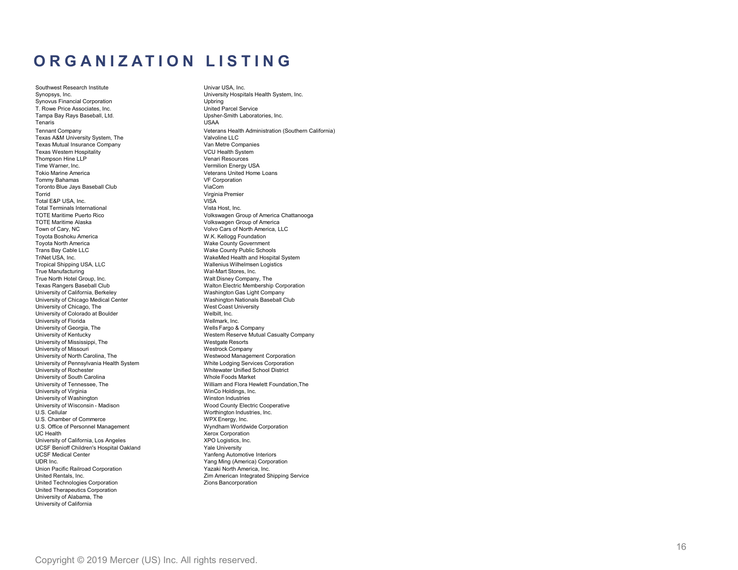# ORGANIZATION LISTING

Southwest Research Institute
Synopsys, Inc.
Synovus Financial Corporation
T. Rowe Price Associates, Inc.
Tampa Bay Rays Baseball, Ltd.
Tenaris
Tennant Company
Texas A&M University System, The
Texas Mutual Insurance Company
Texas Western Hospitality
Thompson Hine LLP
Time Warner, Inc.
Tokio Marine America
Tommy Bahamas
Toronto Blue Jays Baseball Club
Torrid
Total E&P USA, Inc.
Total Terminals International
TOTE Maritime Puerto Rico
TOTE Maritime Alaska
Town of Cary, NC
Toyota Boshoku America
Toyota North America
Trans Bay Cable LLC
TriNet USA, Inc.
Tropical Shipping USA, LLC
True Manufacturing
True North Hotel Group, Inc.
Texas Rangers Baseball Club
University of California, Berkeley
University of Chicago Medical Center
University of Chicago, The
University of Colorado at Boulder
University of Florida
University of Georgia, The
University of Kentucky
University of Mississippi, The
University of Missouri
University of North Carolina, The
University of Pennsylvania Health System
University of Rochester
University of South Carolina
University of Tennessee, The
University of Virginia
University of Washington
University of Wisconsin - Madison
U.S. Cellular
U.S. Chamber of Commerce
U.S. Office of Personnel Management
UC Health
University of California, Los Angeles
UCSF Benioff Children's Hospital Oakland
UCSF Medical Center
UDR Inc.
Union Pacific Railroad Corporation
United Rentals, Inc.
United Technologies Corporation
United Therapeutics Corporation
University of Alabama, The
University of California
Univar USA, Inc.
University Hospitals Health System, Inc.
Upbring
United Parcel Service
Upsher-Smith Laboratories, Inc.
USAA
Veterans Health Administration (Southern California)
Valvoline LLC
Van Metre Companies
VCU Health System
Venari Resources
Vermilion Energy USA
Veterans United Home Loans
VF Corporation
ViaCom
Virginia Premier
VISA
Vista Host, Inc.
Volkswagen Group of America Chattanooga
Volkswagen Group of America
Volvo Cars of North America, LLC
W.K. Kellogg Foundation
Wake County Government
Wake County Public Schools
WakeMed Health and Hospital System
Wallenius Wilhelmsen Logistics
Wal-Mart Stores, Inc.
Walt Disney Company, The
Walton Electric Membership Corporation
Washington Gas Light Company
Washington Nationals Baseball Club
West Coast University
Welbilt, Inc.
Wellmark, Inc.
Wells Fargo & Company
Western Reserve Mutual Casualty Company
Westgate Resorts
Westrock Company
Westwood Management Corporation
White Lodging Services Corporation
Whitewater Unified School District
Whole Foods Market
William and Flora Hewlett Foundation,The
WinCo Holdings, Inc.
Winston Industries
Wood County Electric Cooperative
Worthington Industries, Inc.
WPX Energy, Inc.
Wyndham Worldwide Corporation
Xerox Corporation
XPO Logistics, Inc.
Yale University
Yanfeng Automotive Interiors
Yang Ming (America) Corporation
Yazaki North America, Inc.
Zim American Integrated Shipping Service
Zions Bancorporation

Copyright © 2019 Mercer (US) Inc. All rights reserved.